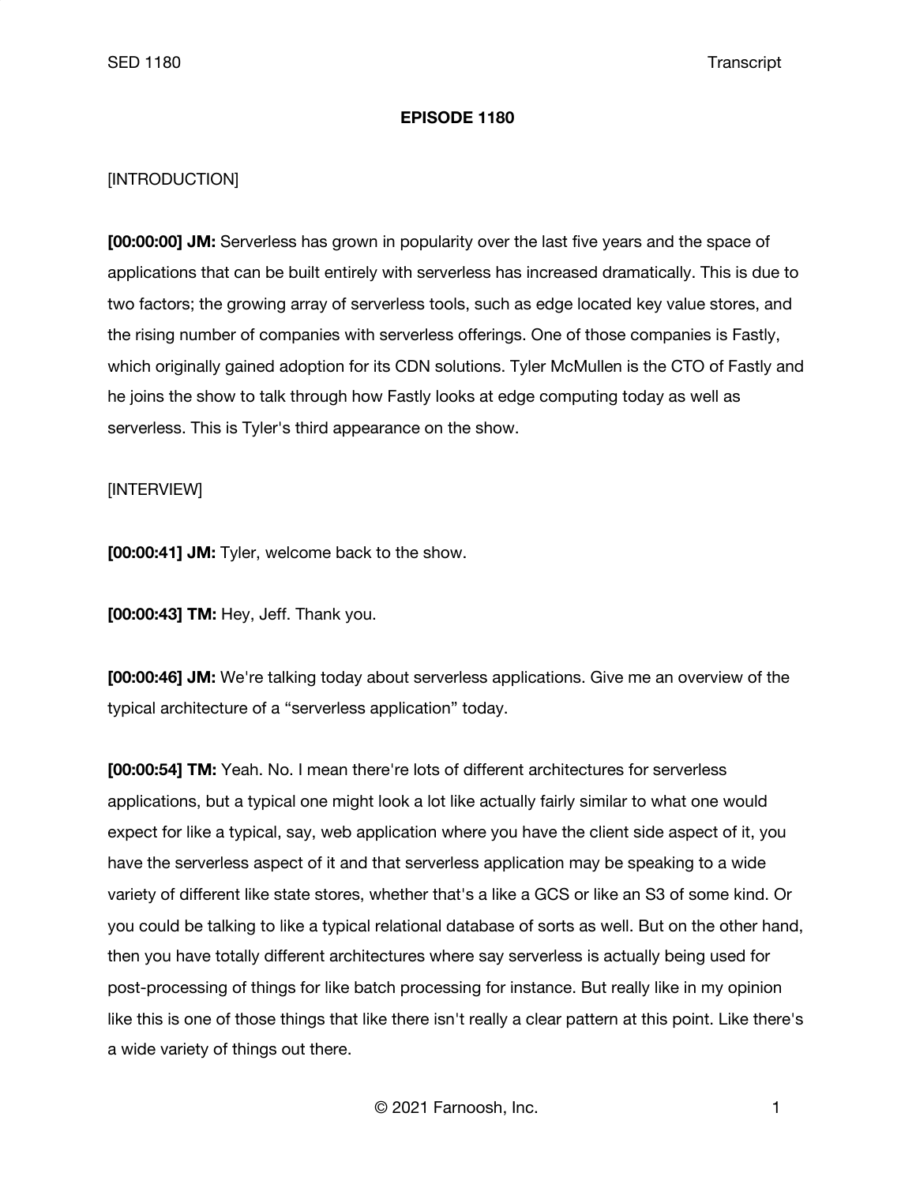# EPISODE 1180

[INTRODUCTION]

**[00:00:00] JM:** Serverless has grown in popularity over the last five years and the space of applications that can be built entirely with serverless has increased dramatically. This is due to two factors; the growing array of serverless tools, such as edge located key value stores, and the rising number of companies with serverless offerings. One of those companies is Fastly, which originally gained adoption for its CDN solutions. Tyler McMullen is the CTO of Fastly and he joins the show to talk through how Fastly looks at edge computing today as well as serverless. This is Tyler's third appearance on the show.

[INTERVIEW]

**[00:00:41] JM:** Tyler, welcome back to the show.

**[00:00:43] TM:** Hey, Jeff. Thank you.

**[00:00:46] JM:** We're talking today about serverless applications. Give me an overview of the typical architecture of a "serverless application" today.

**[00:00:54] TM:** Yeah. No. I mean there're lots of different architectures for serverless applications, but a typical one might look a lot like actually fairly similar to what one would expect for like a typical, say, web application where you have the client side aspect of it, you have the serverless aspect of it and that serverless application may be speaking to a wide variety of different like state stores, whether that's a like a GCS or like an S3 of some kind. Or you could be talking to like a typical relational database of sorts as well. But on the other hand, then you have totally different architectures where say serverless is actually being used for post-processing of things for like batch processing for instance. But really like in my opinion like this is one of those things that like there isn't really a clear pattern at this point. Like there's a wide variety of things out there.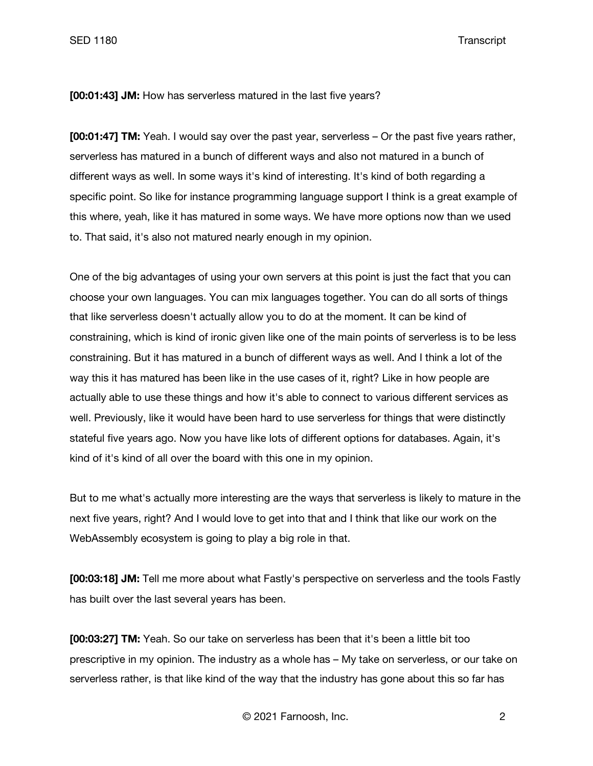**[00:01:43] JM:** How has serverless matured in the last five years?

**[00:01:47] TM:** Yeah. I would say over the past year, serverless – Or the past five years rather, serverless has matured in a bunch of different ways and also not matured in a bunch of different ways as well. In some ways it's kind of interesting. It's kind of both regarding a specific point. So like for instance programming language support I think is a great example of this where, yeah, like it has matured in some ways. We have more options now than we used to. That said, it's also not matured nearly enough in my opinion.

One of the big advantages of using your own servers at this point is just the fact that you can choose your own languages. You can mix languages together. You can do all sorts of things that like serverless doesn't actually allow you to do at the moment. It can be kind of constraining, which is kind of ironic given like one of the main points of serverless is to be less constraining. But it has matured in a bunch of different ways as well. And I think a lot of the way this it has matured has been like in the use cases of it, right? Like in how people are actually able to use these things and how it's able to connect to various different services as well. Previously, like it would have been hard to use serverless for things that were distinctly stateful five years ago. Now you have like lots of different options for databases. Again, it's kind of it's kind of all over the board with this one in my opinion.

But to me what's actually more interesting are the ways that serverless is likely to mature in the next five years, right? And I would love to get into that and I think that like our work on the WebAssembly ecosystem is going to play a big role in that.

**[00:03:18] JM:** Tell me more about what Fastly's perspective on serverless and the tools Fastly has built over the last several years has been.

**[00:03:27] TM:** Yeah. So our take on serverless has been that it's been a little bit too prescriptive in my opinion. The industry as a whole has – My take on serverless, or our take on serverless rather, is that like kind of the way that the industry has gone about this so far has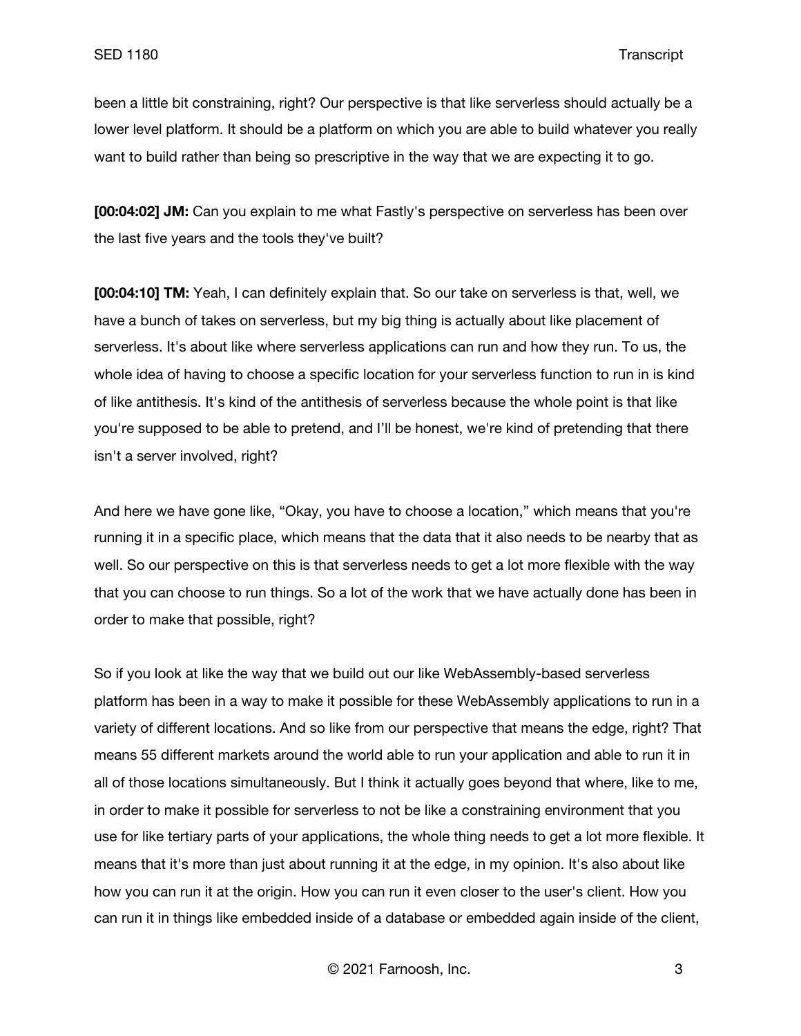been a little bit constraining, right? Our perspective is that like serverless should actually be a lower level platform. It should be a platform on which you are able to build whatever you really want to build rather than being so prescriptive in the way that we are expecting it to go.

**[00:04:02] JM:** Can you explain to me what Fastly's perspective on serverless has been over the last five years and the tools they've built?

**[00:04:10] TM:** Yeah, I can definitely explain that. So our take on serverless is that, well, we have a bunch of takes on serverless, but my big thing is actually about like placement of serverless. It's about like where serverless applications can run and how they run. To us, the whole idea of having to choose a specific location for your serverless function to run in is kind of like antithesis. It's kind of the antithesis of serverless because the whole point is that like you're supposed to be able to pretend, and I'll be honest, we're kind of pretending that there isn't a server involved, right?

And here we have gone like, "Okay, you have to choose a location," which means that you're running it in a specific place, which means that the data that it also needs to be nearby that as well. So our perspective on this is that serverless needs to get a lot more flexible with the way that you can choose to run things. So a lot of the work that we have actually done has been in order to make that possible, right?

So if you look at like the way that we build out our like WebAssembly-based serverless platform has been in a way to make it possible for these WebAssembly applications to run in a variety of different locations. And so like from our perspective that means the edge, right? That means 55 different markets around the world able to run your application and able to run it in all of those locations simultaneously. But I think it actually goes beyond that where, like to me, in order to make it possible for serverless to not be like a constraining environment that you use for like tertiary parts of your applications, the whole thing needs to get a lot more flexible. It means that it's more than just about running it at the edge, in my opinion. It's also about like how you can run it at the origin. How you can run it even closer to the user's client. How you can run it in things like embedded inside of a database or embedded again inside of the client,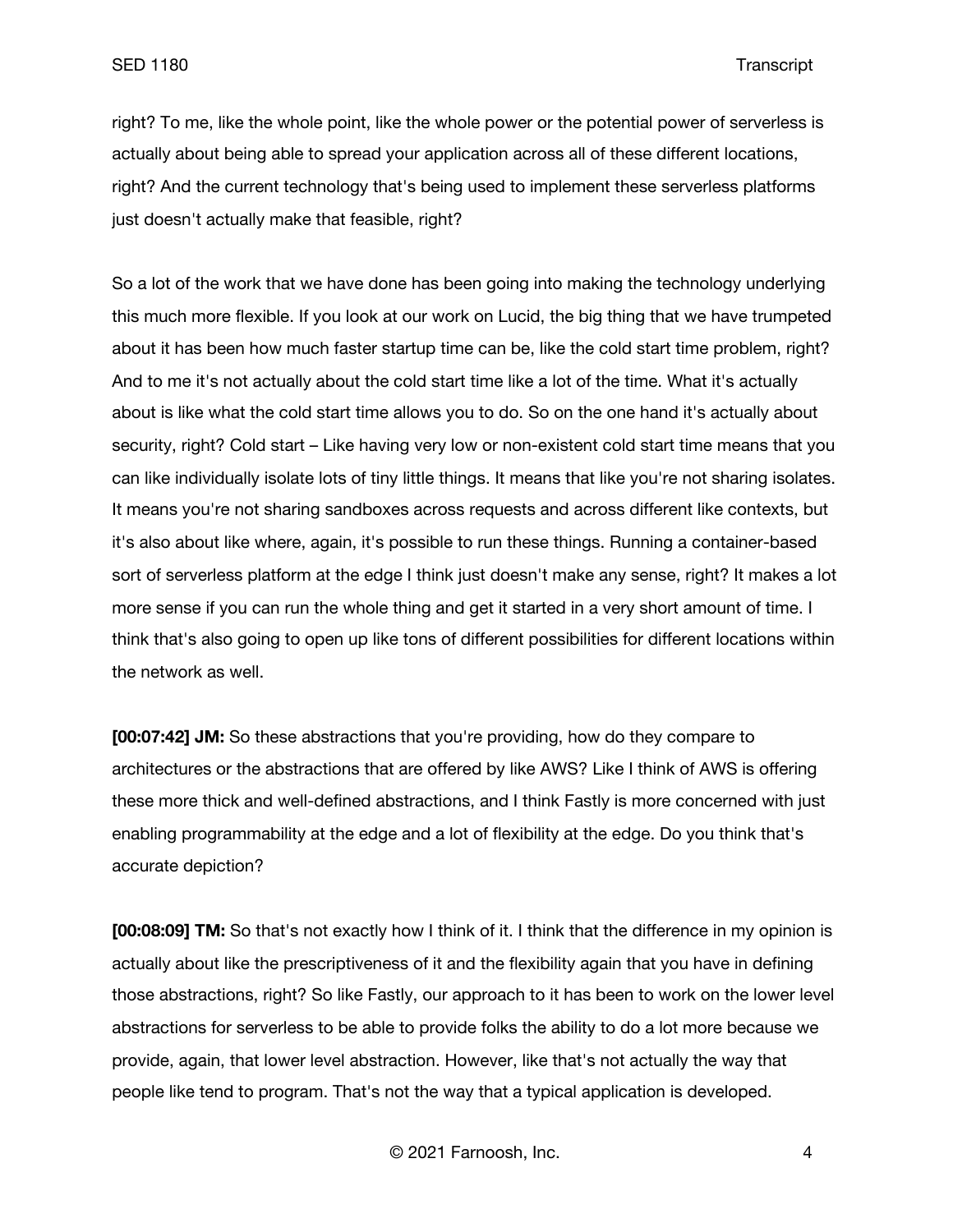right? To me, like the whole point, like the whole power or the potential power of serverless is actually about being able to spread your application across all of these different locations, right? And the current technology that's being used to implement these serverless platforms just doesn't actually make that feasible, right?

So a lot of the work that we have done has been going into making the technology underlying this much more flexible. If you look at our work on Lucid, the big thing that we have trumpeted about it has been how much faster startup time can be, like the cold start time problem, right? And to me it's not actually about the cold start time like a lot of the time. What it's actually about is like what the cold start time allows you to do. So on the one hand it's actually about security, right? Cold start – Like having very low or non-existent cold start time means that you can like individually isolate lots of tiny little things. It means that like you're not sharing isolates. It means you're not sharing sandboxes across requests and across different like contexts, but it's also about like where, again, it's possible to run these things. Running a container-based sort of serverless platform at the edge I think just doesn't make any sense, right? It makes a lot more sense if you can run the whole thing and get it started in a very short amount of time. I think that's also going to open up like tons of different possibilities for different locations within the network as well.

**[00:07:42] JM:** So these abstractions that you're providing, how do they compare to architectures or the abstractions that are offered by like AWS? Like I think of AWS is offering these more thick and well-defined abstractions, and I think Fastly is more concerned with just enabling programmability at the edge and a lot of flexibility at the edge. Do you think that's accurate depiction?

**[00:08:09] TM:** So that's not exactly how I think of it. I think that the difference in my opinion is actually about like the prescriptiveness of it and the flexibility again that you have in defining those abstractions, right? So like Fastly, our approach to it has been to work on the lower level abstractions for serverless to be able to provide folks the ability to do a lot more because we provide, again, that lower level abstraction. However, like that's not actually the way that people like tend to program. That's not the way that a typical application is developed.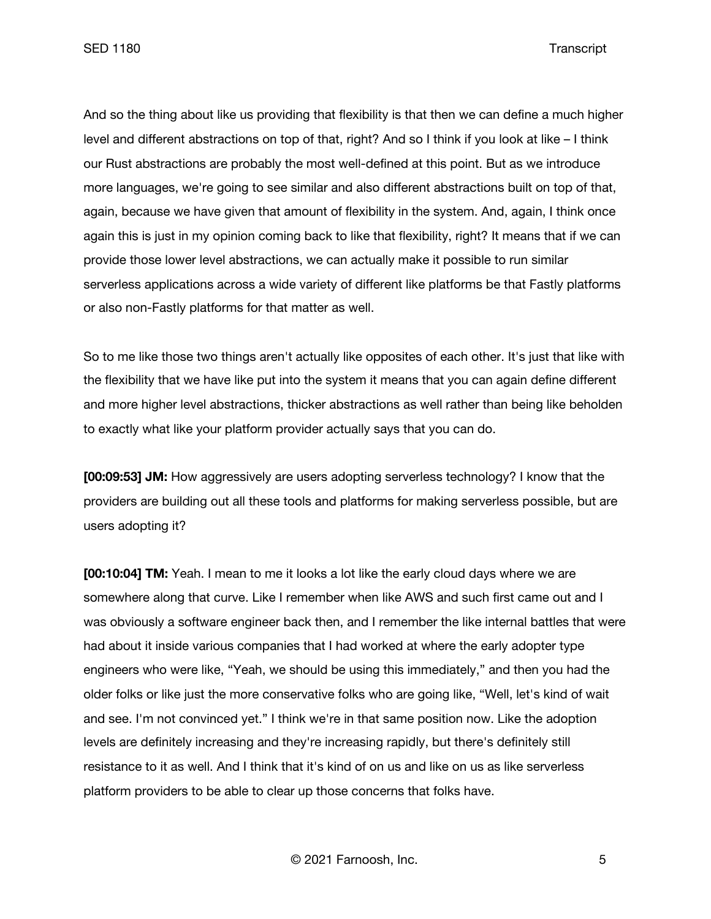And so the thing about like us providing that flexibility is that then we can define a much higher level and different abstractions on top of that, right? And so I think if you look at like – I think our Rust abstractions are probably the most well-defined at this point. But as we introduce more languages, we're going to see similar and also different abstractions built on top of that, again, because we have given that amount of flexibility in the system. And, again, I think once again this is just in my opinion coming back to like that flexibility, right? It means that if we can provide those lower level abstractions, we can actually make it possible to run similar serverless applications across a wide variety of different like platforms be that Fastly platforms or also non-Fastly platforms for that matter as well.

So to me like those two things aren't actually like opposites of each other. It's just that like with the flexibility that we have like put into the system it means that you can again define different and more higher level abstractions, thicker abstractions as well rather than being like beholden to exactly what like your platform provider actually says that you can do.

**[00:09:53] JM:** How aggressively are users adopting serverless technology? I know that the providers are building out all these tools and platforms for making serverless possible, but are users adopting it?

**[00:10:04] TM:** Yeah. I mean to me it looks a lot like the early cloud days where we are somewhere along that curve. Like I remember when like AWS and such first came out and I was obviously a software engineer back then, and I remember the like internal battles that were had about it inside various companies that I had worked at where the early adopter type engineers who were like, "Yeah, we should be using this immediately," and then you had the older folks or like just the more conservative folks who are going like, "Well, let's kind of wait and see. I'm not convinced yet." I think we're in that same position now. Like the adoption levels are definitely increasing and they're increasing rapidly, but there's definitely still resistance to it as well. And I think that it's kind of on us and like on us as like serverless platform providers to be able to clear up those concerns that folks have.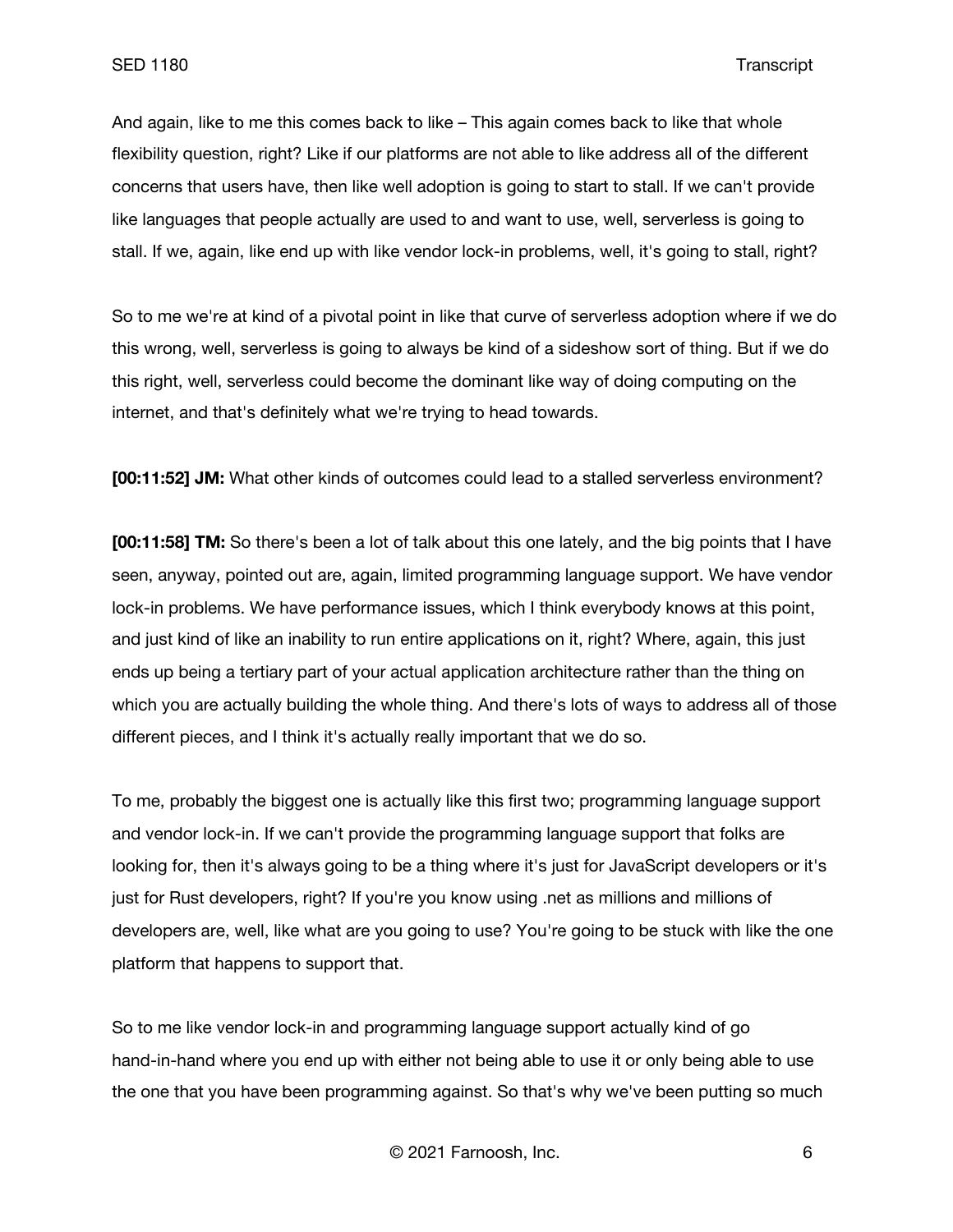And again, like to me this comes back to like – This again comes back to like that whole flexibility question, right? Like if our platforms are not able to like address all of the different concerns that users have, then like well adoption is going to start to stall. If we can't provide like languages that people actually are used to and want to use, well, serverless is going to stall. If we, again, like end up with like vendor lock-in problems, well, it's going to stall, right?

So to me we're at kind of a pivotal point in like that curve of serverless adoption where if we do this wrong, well, serverless is going to always be kind of a sideshow sort of thing. But if we do this right, well, serverless could become the dominant like way of doing computing on the internet, and that's definitely what we're trying to head towards.

**[00:11:52] JM:** What other kinds of outcomes could lead to a stalled serverless environment?

**[00:11:58] TM:** So there's been a lot of talk about this one lately, and the big points that I have seen, anyway, pointed out are, again, limited programming language support. We have vendor lock-in problems. We have performance issues, which I think everybody knows at this point, and just kind of like an inability to run entire applications on it, right? Where, again, this just ends up being a tertiary part of your actual application architecture rather than the thing on which you are actually building the whole thing. And there's lots of ways to address all of those different pieces, and I think it's actually really important that we do so.

To me, probably the biggest one is actually like this first two; programming language support and vendor lock-in. If we can't provide the programming language support that folks are looking for, then it's always going to be a thing where it's just for JavaScript developers or it's just for Rust developers, right? If you're you know using .net as millions and millions of developers are, well, like what are you going to use? You're going to be stuck with like the one platform that happens to support that.

So to me like vendor lock-in and programming language support actually kind of go hand-in-hand where you end up with either not being able to use it or only being able to use the one that you have been programming against. So that's why we've been putting so much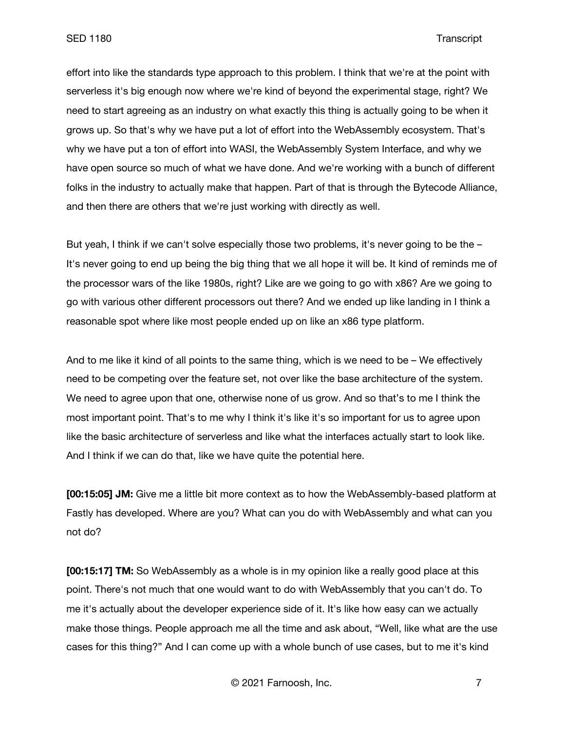effort into like the standards type approach to this problem. I think that we're at the point with serverless it's big enough now where we're kind of beyond the experimental stage, right? We need to start agreeing as an industry on what exactly this thing is actually going to be when it grows up. So that's why we have put a lot of effort into the WebAssembly ecosystem. That's why we have put a ton of effort into WASI, the WebAssembly System Interface, and why we have open source so much of what we have done. And we're working with a bunch of different folks in the industry to actually make that happen. Part of that is through the Bytecode Alliance, and then there are others that we're just working with directly as well.

But yeah, I think if we can't solve especially those two problems, it's never going to be the – It's never going to end up being the big thing that we all hope it will be. It kind of reminds me of the processor wars of the like 1980s, right? Like are we going to go with x86? Are we going to go with various other different processors out there? And we ended up like landing in I think a reasonable spot where like most people ended up on like an x86 type platform.

And to me like it kind of all points to the same thing, which is we need to be – We effectively need to be competing over the feature set, not over like the base architecture of the system. We need to agree upon that one, otherwise none of us grow. And so that's to me I think the most important point. That's to me why I think it's like it's so important for us to agree upon like the basic architecture of serverless and like what the interfaces actually start to look like. And I think if we can do that, like we have quite the potential here.

**[00:15:05] JM:** Give me a little bit more context as to how the WebAssembly-based platform at Fastly has developed. Where are you? What can you do with WebAssembly and what can you not do?

**[00:15:17] TM:** So WebAssembly as a whole is in my opinion like a really good place at this point. There's not much that one would want to do with WebAssembly that you can't do. To me it's actually about the developer experience side of it. It's like how easy can we actually make those things. People approach me all the time and ask about, "Well, like what are the use cases for this thing?" And I can come up with a whole bunch of use cases, but to me it's kind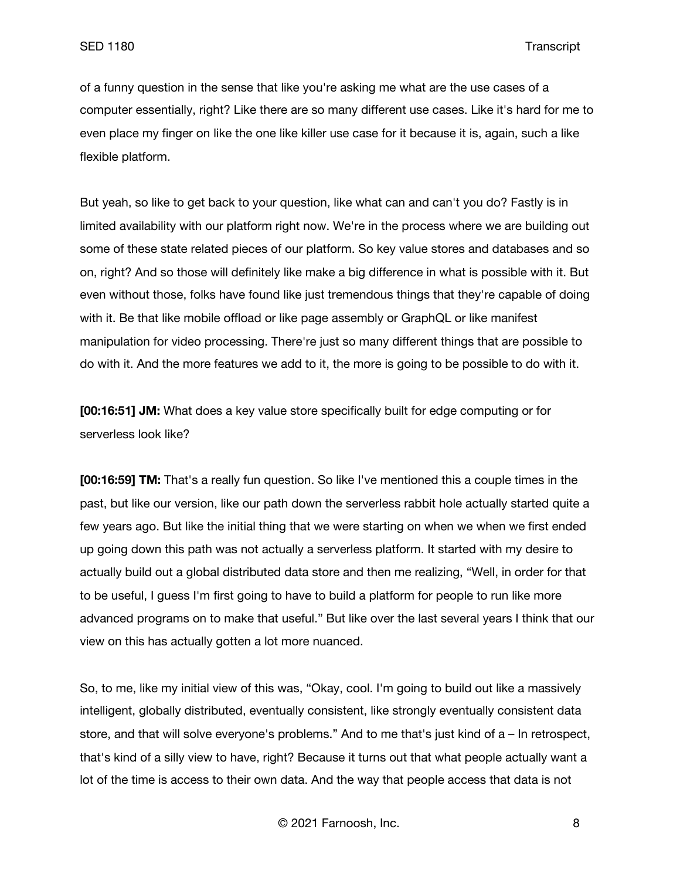of a funny question in the sense that like you're asking me what are the use cases of a computer essentially, right? Like there are so many different use cases. Like it's hard for me to even place my finger on like the one like killer use case for it because it is, again, such a like flexible platform.

But yeah, so like to get back to your question, like what can and can't you do? Fastly is in limited availability with our platform right now. We're in the process where we are building out some of these state related pieces of our platform. So key value stores and databases and so on, right? And so those will definitely like make a big difference in what is possible with it. But even without those, folks have found like just tremendous things that they're capable of doing with it. Be that like mobile offload or like page assembly or GraphQL or like manifest manipulation for video processing. There're just so many different things that are possible to do with it. And the more features we add to it, the more is going to be possible to do with it.

**[00:16:51] JM:** What does a key value store specifically built for edge computing or for serverless look like?

**[00:16:59] TM:** That's a really fun question. So like I've mentioned this a couple times in the past, but like our version, like our path down the serverless rabbit hole actually started quite a few years ago. But like the initial thing that we were starting on when we when we first ended up going down this path was not actually a serverless platform. It started with my desire to actually build out a global distributed data store and then me realizing, "Well, in order for that to be useful, I guess I'm first going to have to build a platform for people to run like more advanced programs on to make that useful." But like over the last several years I think that our view on this has actually gotten a lot more nuanced.

So, to me, like my initial view of this was, "Okay, cool. I'm going to build out like a massively intelligent, globally distributed, eventually consistent, like strongly eventually consistent data store, and that will solve everyone's problems." And to me that's just kind of a – In retrospect, that's kind of a silly view to have, right? Because it turns out that what people actually want a lot of the time is access to their own data. And the way that people access that data is not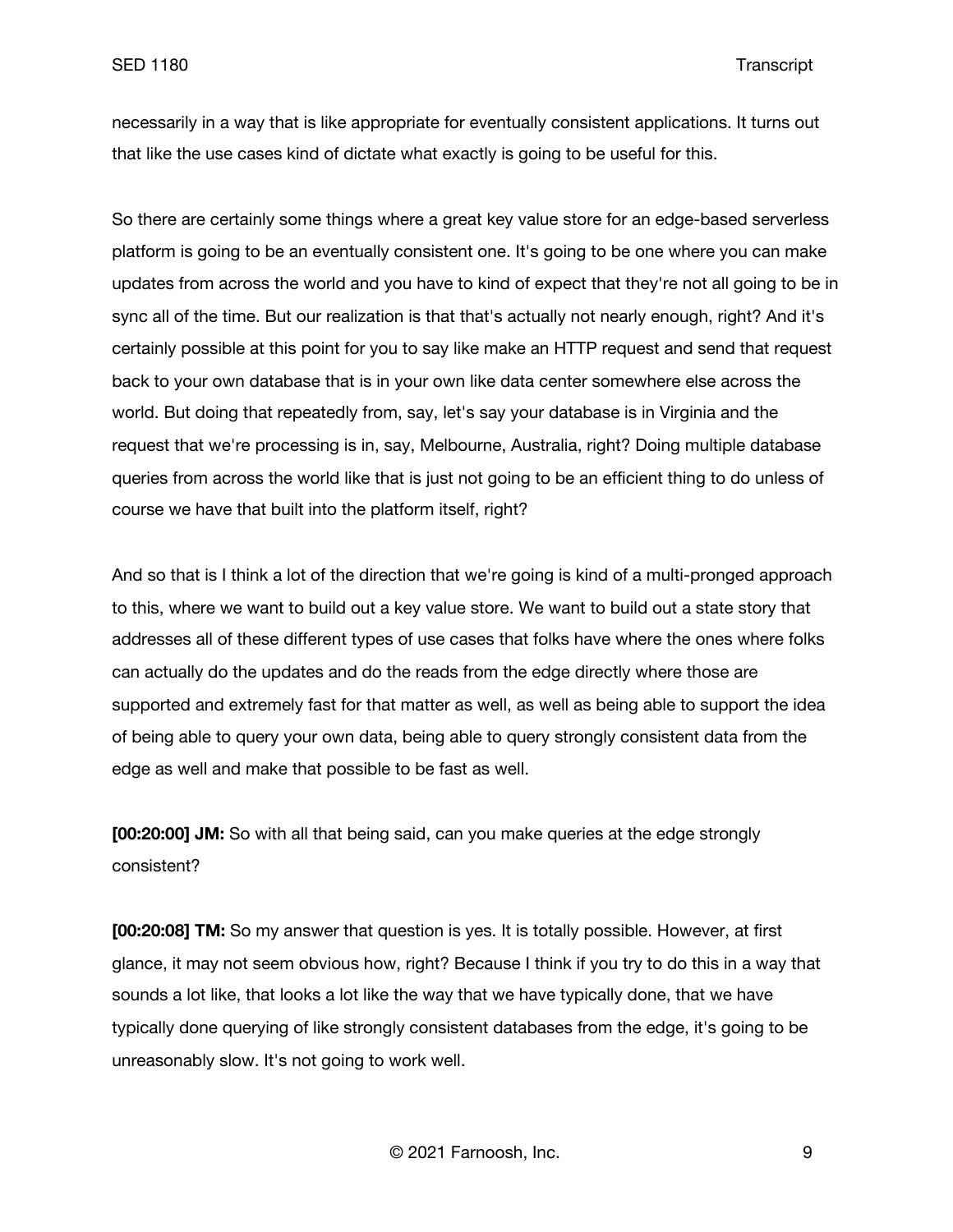necessarily in a way that is like appropriate for eventually consistent applications. It turns out that like the use cases kind of dictate what exactly is going to be useful for this.

So there are certainly some things where a great key value store for an edge-based serverless platform is going to be an eventually consistent one. It's going to be one where you can make updates from across the world and you have to kind of expect that they're not all going to be in sync all of the time. But our realization is that that's actually not nearly enough, right? And it's certainly possible at this point for you to say like make an HTTP request and send that request back to your own database that is in your own like data center somewhere else across the world. But doing that repeatedly from, say, let's say your database is in Virginia and the request that we're processing is in, say, Melbourne, Australia, right? Doing multiple database queries from across the world like that is just not going to be an efficient thing to do unless of course we have that built into the platform itself, right?

And so that is I think a lot of the direction that we're going is kind of a multi-pronged approach to this, where we want to build out a key value store. We want to build out a state story that addresses all of these different types of use cases that folks have where the ones where folks can actually do the updates and do the reads from the edge directly where those are supported and extremely fast for that matter as well, as well as being able to support the idea of being able to query your own data, being able to query strongly consistent data from the edge as well and make that possible to be fast as well.

**[00:20:00] JM:** So with all that being said, can you make queries at the edge strongly consistent?

**[00:20:08] TM:** So my answer that question is yes. It is totally possible. However, at first glance, it may not seem obvious how, right? Because I think if you try to do this in a way that sounds a lot like, that looks a lot like the way that we have typically done, that we have typically done querying of like strongly consistent databases from the edge, it's going to be unreasonably slow. It's not going to work well.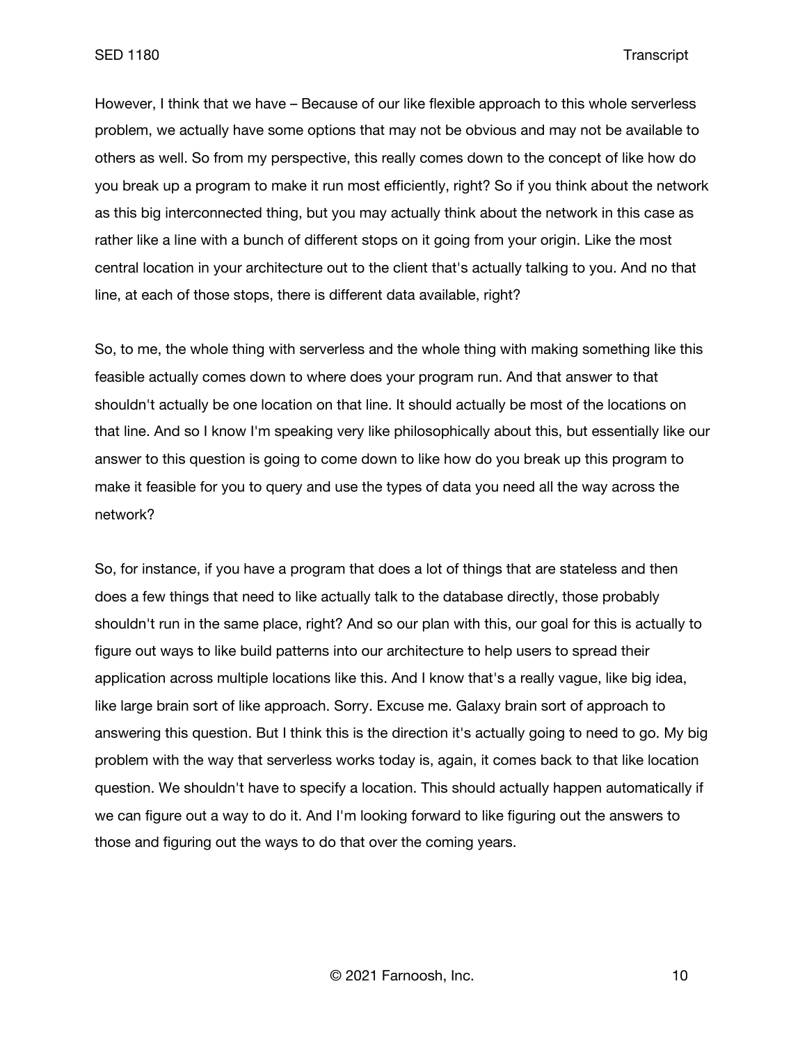However, I think that we have – Because of our like flexible approach to this whole serverless problem, we actually have some options that may not be obvious and may not be available to others as well. So from my perspective, this really comes down to the concept of like how do you break up a program to make it run most efficiently, right? So if you think about the network as this big interconnected thing, but you may actually think about the network in this case as rather like a line with a bunch of different stops on it going from your origin. Like the most central location in your architecture out to the client that's actually talking to you. And no that line, at each of those stops, there is different data available, right?

So, to me, the whole thing with serverless and the whole thing with making something like this feasible actually comes down to where does your program run. And that answer to that shouldn't actually be one location on that line. It should actually be most of the locations on that line. And so I know I'm speaking very like philosophically about this, but essentially like our answer to this question is going to come down to like how do you break up this program to make it feasible for you to query and use the types of data you need all the way across the network?

So, for instance, if you have a program that does a lot of things that are stateless and then does a few things that need to like actually talk to the database directly, those probably shouldn't run in the same place, right? And so our plan with this, our goal for this is actually to figure out ways to like build patterns into our architecture to help users to spread their application across multiple locations like this. And I know that's a really vague, like big idea, like large brain sort of like approach. Sorry. Excuse me. Galaxy brain sort of approach to answering this question. But I think this is the direction it's actually going to need to go. My big problem with the way that serverless works today is, again, it comes back to that like location question. We shouldn't have to specify a location. This should actually happen automatically if we can figure out a way to do it. And I'm looking forward to like figuring out the answers to those and figuring out the ways to do that over the coming years.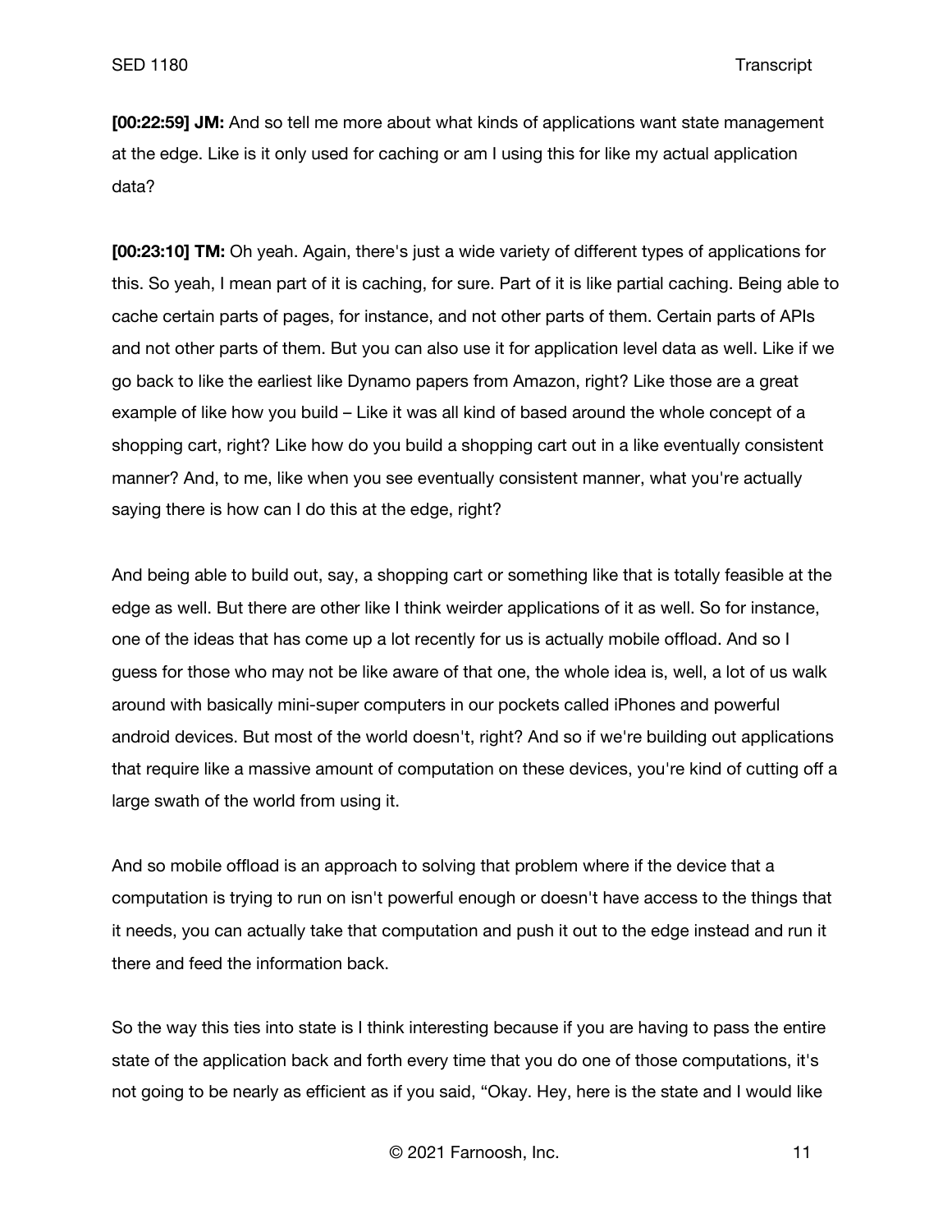**[00:22:59] JM:** And so tell me more about what kinds of applications want state management at the edge. Like is it only used for caching or am I using this for like my actual application data?

**[00:23:10] TM:** Oh yeah. Again, there's just a wide variety of different types of applications for this. So yeah, I mean part of it is caching, for sure. Part of it is like partial caching. Being able to cache certain parts of pages, for instance, and not other parts of them. Certain parts of APIs and not other parts of them. But you can also use it for application level data as well. Like if we go back to like the earliest like Dynamo papers from Amazon, right? Like those are a great example of like how you build – Like it was all kind of based around the whole concept of a shopping cart, right? Like how do you build a shopping cart out in a like eventually consistent manner? And, to me, like when you see eventually consistent manner, what you're actually saying there is how can I do this at the edge, right?

And being able to build out, say, a shopping cart or something like that is totally feasible at the edge as well. But there are other like I think weirder applications of it as well. So for instance, one of the ideas that has come up a lot recently for us is actually mobile offload. And so I guess for those who may not be like aware of that one, the whole idea is, well, a lot of us walk around with basically mini-super computers in our pockets called iPhones and powerful android devices. But most of the world doesn't, right? And so if we're building out applications that require like a massive amount of computation on these devices, you're kind of cutting off a large swath of the world from using it.

And so mobile offload is an approach to solving that problem where if the device that a computation is trying to run on isn't powerful enough or doesn't have access to the things that it needs, you can actually take that computation and push it out to the edge instead and run it there and feed the information back.

So the way this ties into state is I think interesting because if you are having to pass the entire state of the application back and forth every time that you do one of those computations, it's not going to be nearly as efficient as if you said, "Okay. Hey, here is the state and I would like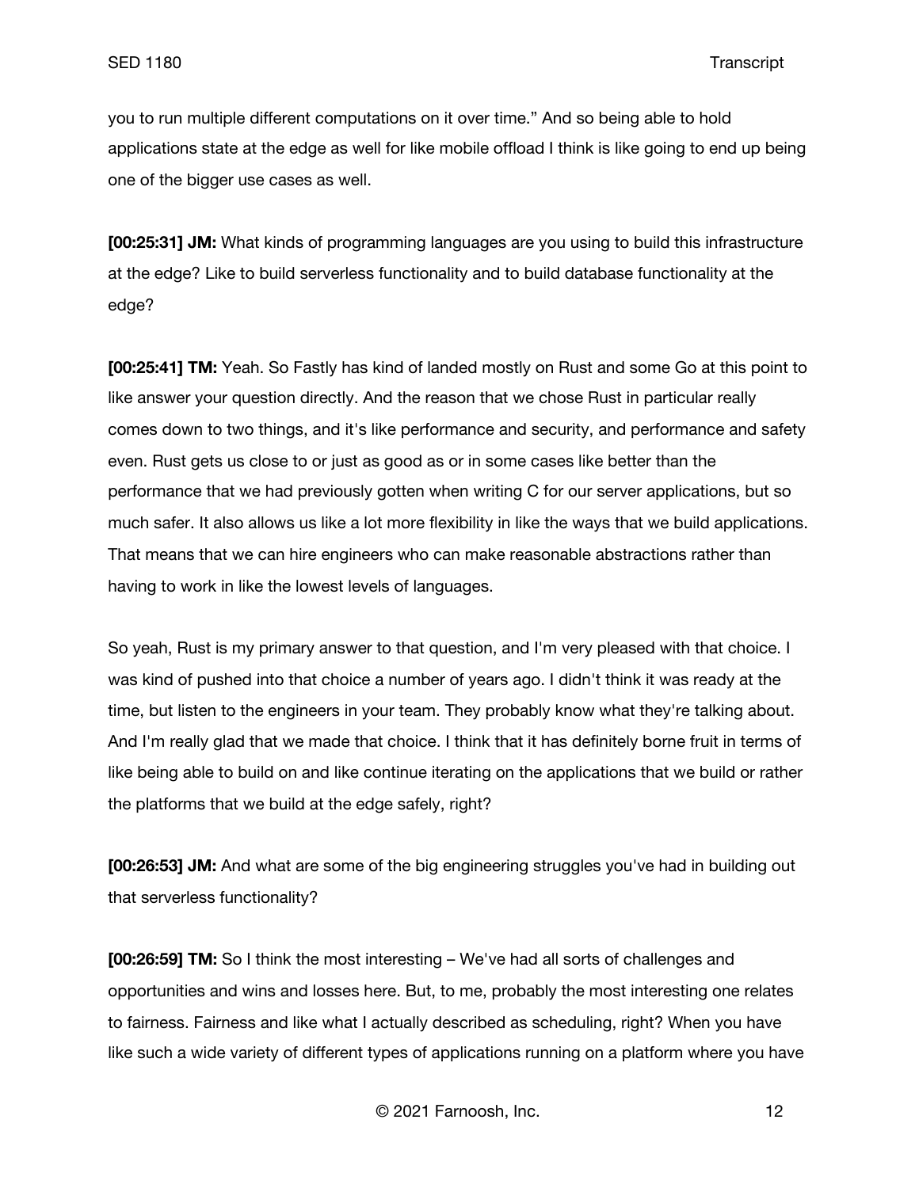you to run multiple different computations on it over time." And so being able to hold applications state at the edge as well for like mobile offload I think is like going to end up being one of the bigger use cases as well.

**[00:25:31] JM:** What kinds of programming languages are you using to build this infrastructure at the edge? Like to build serverless functionality and to build database functionality at the edge?

**[00:25:41] TM:** Yeah. So Fastly has kind of landed mostly on Rust and some Go at this point to like answer your question directly. And the reason that we chose Rust in particular really comes down to two things, and it's like performance and security, and performance and safety even. Rust gets us close to or just as good as or in some cases like better than the performance that we had previously gotten when writing C for our server applications, but so much safer. It also allows us like a lot more flexibility in like the ways that we build applications. That means that we can hire engineers who can make reasonable abstractions rather than having to work in like the lowest levels of languages.

So yeah, Rust is my primary answer to that question, and I'm very pleased with that choice. I was kind of pushed into that choice a number of years ago. I didn't think it was ready at the time, but listen to the engineers in your team. They probably know what they're talking about. And I'm really glad that we made that choice. I think that it has definitely borne fruit in terms of like being able to build on and like continue iterating on the applications that we build or rather the platforms that we build at the edge safely, right?

**[00:26:53] JM:** And what are some of the big engineering struggles you've had in building out that serverless functionality?

**[00:26:59] TM:** So I think the most interesting – We've had all sorts of challenges and opportunities and wins and losses here. But, to me, probably the most interesting one relates to fairness. Fairness and like what I actually described as scheduling, right? When you have like such a wide variety of different types of applications running on a platform where you have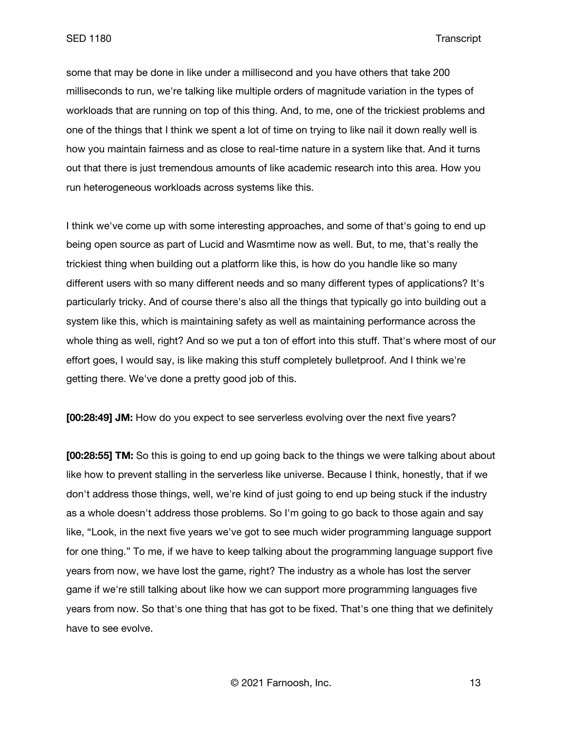some that may be done in like under a millisecond and you have others that take 200 milliseconds to run, we're talking like multiple orders of magnitude variation in the types of workloads that are running on top of this thing. And, to me, one of the trickiest problems and one of the things that I think we spent a lot of time on trying to like nail it down really well is how you maintain fairness and as close to real-time nature in a system like that. And it turns out that there is just tremendous amounts of like academic research into this area. How you run heterogeneous workloads across systems like this.

I think we've come up with some interesting approaches, and some of that's going to end up being open source as part of Lucid and Wasmtime now as well. But, to me, that's really the trickiest thing when building out a platform like this, is how do you handle like so many different users with so many different needs and so many different types of applications? It's particularly tricky. And of course there's also all the things that typically go into building out a system like this, which is maintaining safety as well as maintaining performance across the whole thing as well, right? And so we put a ton of effort into this stuff. That's where most of our effort goes, I would say, is like making this stuff completely bulletproof. And I think we're getting there. We've done a pretty good job of this.

**[00:28:49] JM:** How do you expect to see serverless evolving over the next five years?

**[00:28:55] TM:** So this is going to end up going back to the things we were talking about about like how to prevent stalling in the serverless like universe. Because I think, honestly, that if we don't address those things, well, we're kind of just going to end up being stuck if the industry as a whole doesn't address those problems. So I'm going to go back to those again and say like, "Look, in the next five years we've got to see much wider programming language support for one thing." To me, if we have to keep talking about the programming language support five years from now, we have lost the game, right? The industry as a whole has lost the server game if we're still talking about like how we can support more programming languages five years from now. So that's one thing that has got to be fixed. That's one thing that we definitely have to see evolve.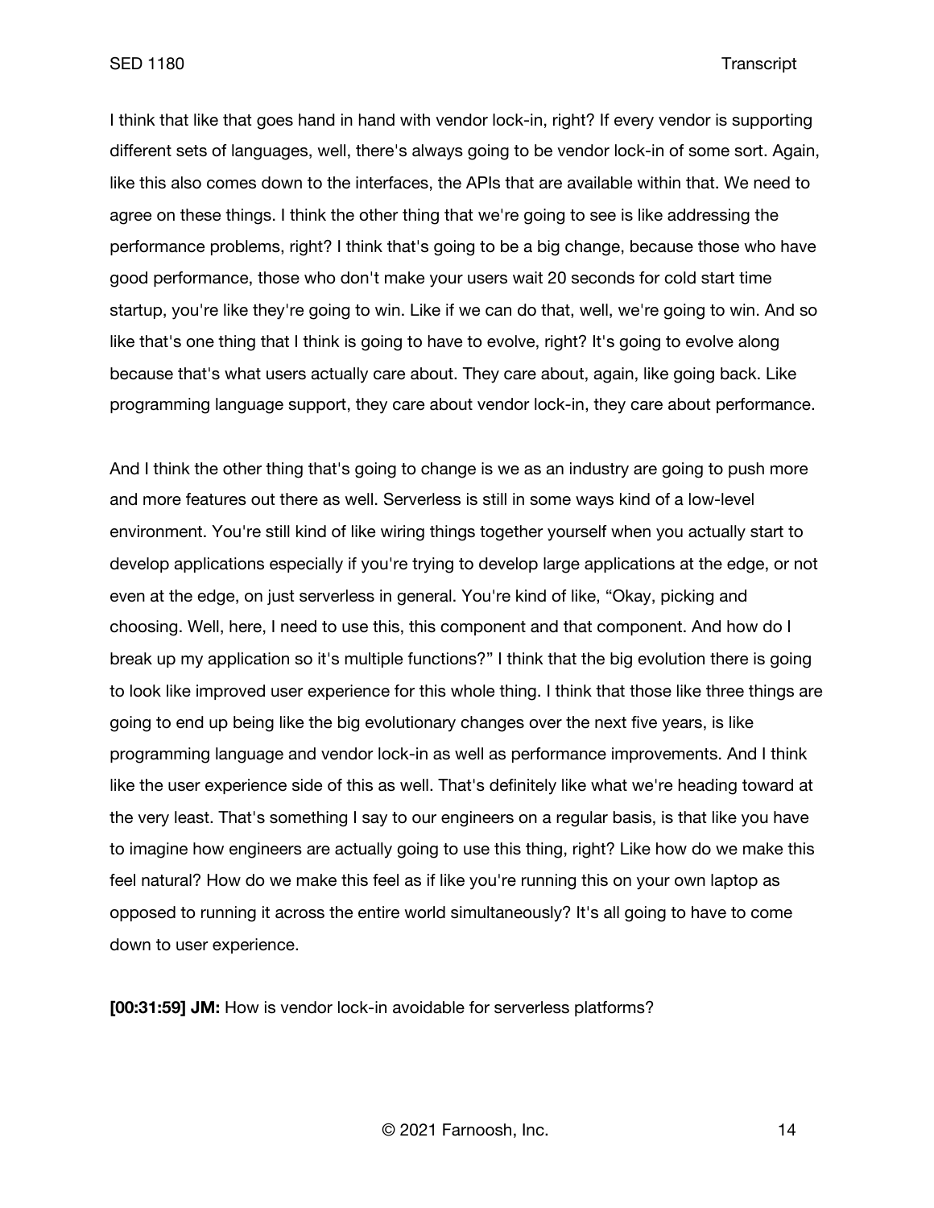I think that like that goes hand in hand with vendor lock-in, right? If every vendor is supporting different sets of languages, well, there's always going to be vendor lock-in of some sort. Again, like this also comes down to the interfaces, the APIs that are available within that. We need to agree on these things. I think the other thing that we're going to see is like addressing the performance problems, right? I think that's going to be a big change, because those who have good performance, those who don't make your users wait 20 seconds for cold start time startup, you're like they're going to win. Like if we can do that, well, we're going to win. And so like that's one thing that I think is going to have to evolve, right? It's going to evolve along because that's what users actually care about. They care about, again, like going back. Like programming language support, they care about vendor lock-in, they care about performance.

And I think the other thing that's going to change is we as an industry are going to push more and more features out there as well. Serverless is still in some ways kind of a low-level environment. You're still kind of like wiring things together yourself when you actually start to develop applications especially if you're trying to develop large applications at the edge, or not even at the edge, on just serverless in general. You're kind of like, "Okay, picking and choosing. Well, here, I need to use this, this component and that component. And how do I break up my application so it's multiple functions?" I think that the big evolution there is going to look like improved user experience for this whole thing. I think that those like three things are going to end up being like the big evolutionary changes over the next five years, is like programming language and vendor lock-in as well as performance improvements. And I think like the user experience side of this as well. That's definitely like what we're heading toward at the very least. That's something I say to our engineers on a regular basis, is that like you have to imagine how engineers are actually going to use this thing, right? Like how do we make this feel natural? How do we make this feel as if like you're running this on your own laptop as opposed to running it across the entire world simultaneously? It's all going to have to come down to user experience.

**[00:31:59] JM:** How is vendor lock-in avoidable for serverless platforms?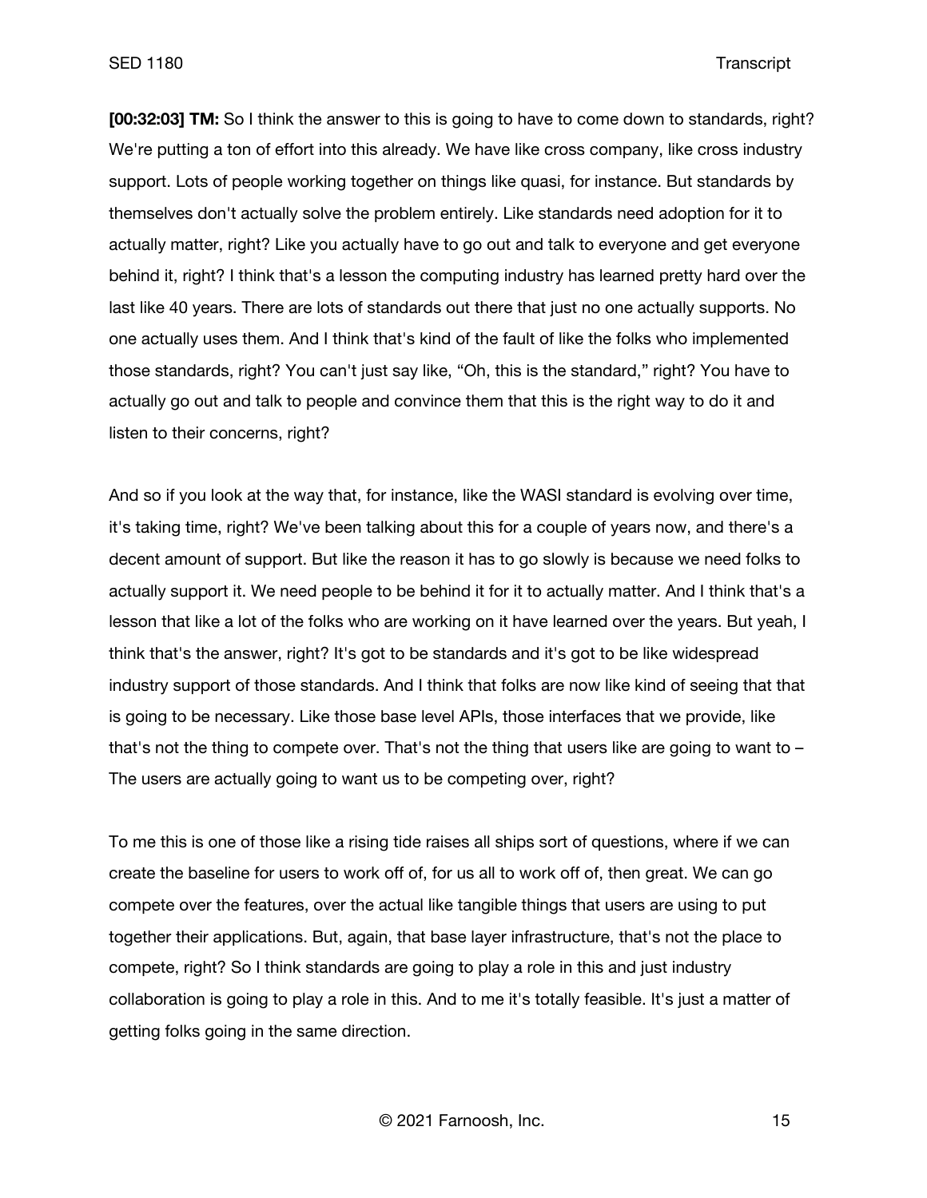**[00:32:03] TM:** So I think the answer to this is going to have to come down to standards, right? We're putting a ton of effort into this already. We have like cross company, like cross industry support. Lots of people working together on things like quasi, for instance. But standards by themselves don't actually solve the problem entirely. Like standards need adoption for it to actually matter, right? Like you actually have to go out and talk to everyone and get everyone behind it, right? I think that's a lesson the computing industry has learned pretty hard over the last like 40 years. There are lots of standards out there that just no one actually supports. No one actually uses them. And I think that's kind of the fault of like the folks who implemented those standards, right? You can't just say like, "Oh, this is the standard," right? You have to actually go out and talk to people and convince them that this is the right way to do it and listen to their concerns, right?

And so if you look at the way that, for instance, like the WASI standard is evolving over time, it's taking time, right? We've been talking about this for a couple of years now, and there's a decent amount of support. But like the reason it has to go slowly is because we need folks to actually support it. We need people to be behind it for it to actually matter. And I think that's a lesson that like a lot of the folks who are working on it have learned over the years. But yeah, I think that's the answer, right? It's got to be standards and it's got to be like widespread industry support of those standards. And I think that folks are now like kind of seeing that that is going to be necessary. Like those base level APIs, those interfaces that we provide, like that's not the thing to compete over. That's not the thing that users like are going to want to – The users are actually going to want us to be competing over, right?

To me this is one of those like a rising tide raises all ships sort of questions, where if we can create the baseline for users to work off of, for us all to work off of, then great. We can go compete over the features, over the actual like tangible things that users are using to put together their applications. But, again, that base layer infrastructure, that's not the place to compete, right? So I think standards are going to play a role in this and just industry collaboration is going to play a role in this. And to me it's totally feasible. It's just a matter of getting folks going in the same direction.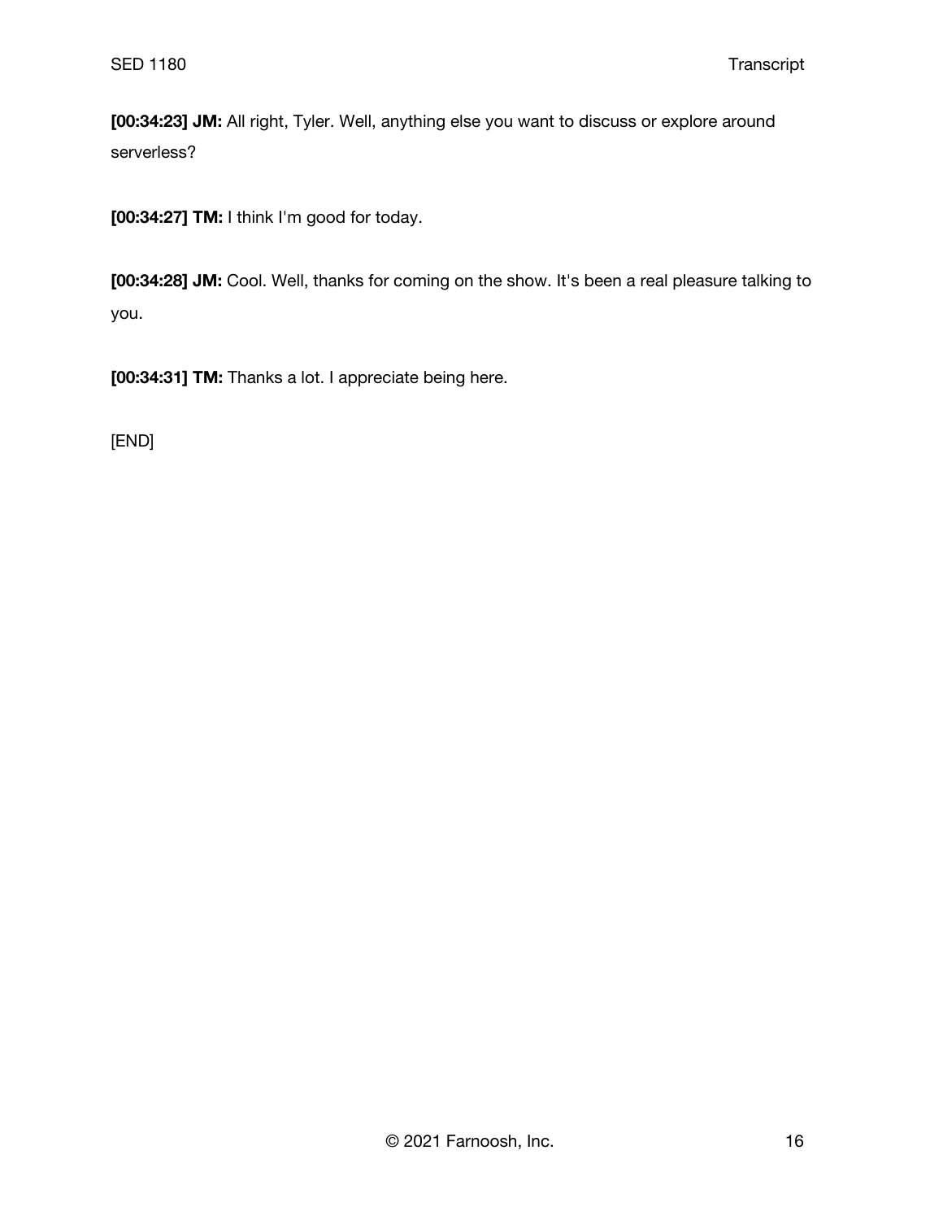**[00:34:23] JM:** All right, Tyler. Well, anything else you want to discuss or explore around serverless?

**[00:34:27] TM:** I think I'm good for today.

**[00:34:28] JM:** Cool. Well, thanks for coming on the show. It's been a real pleasure talking to you.

**[00:34:31] TM:** Thanks a lot. I appreciate being here.

[END]